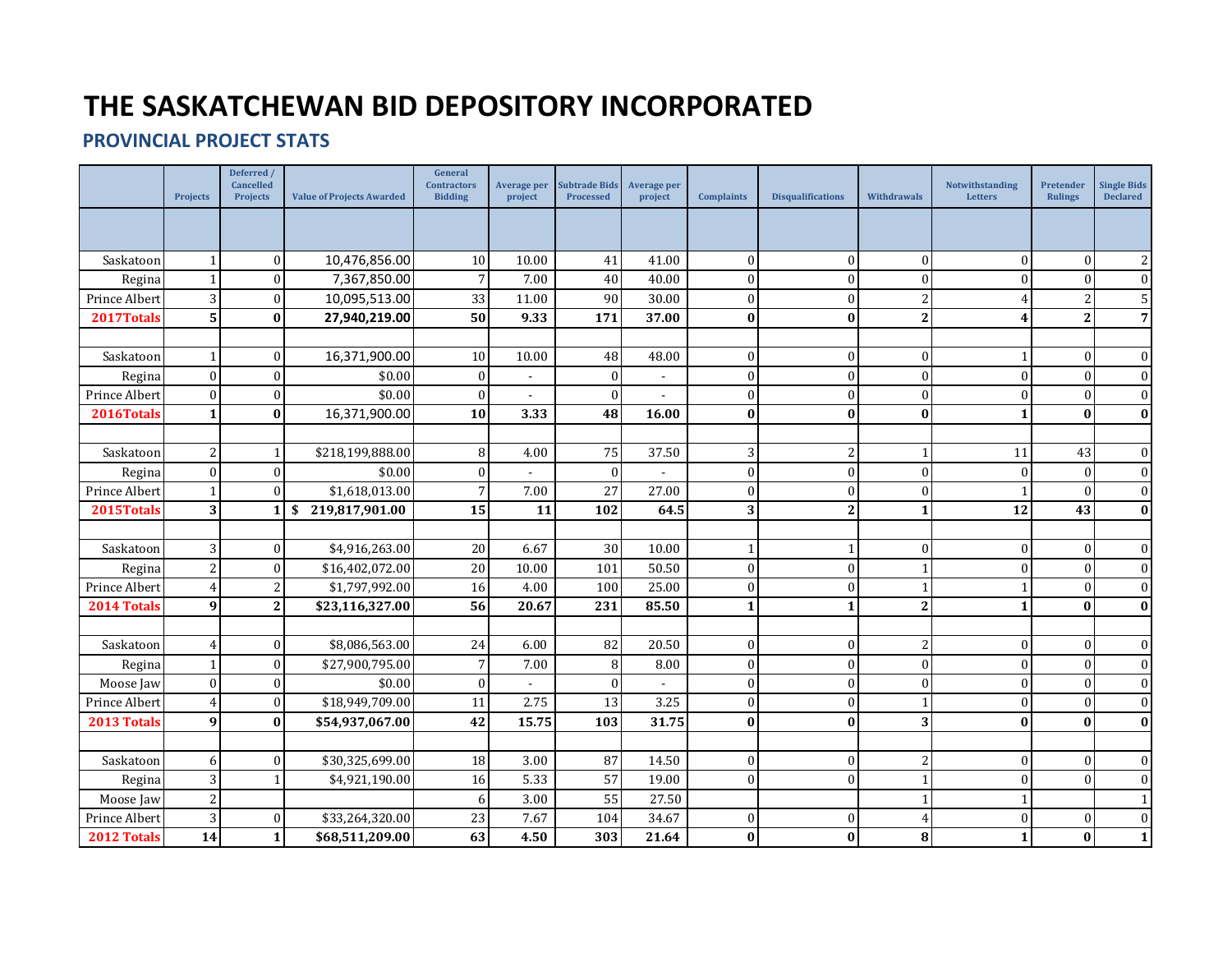# THE SASKATCHEWAN BID DEPOSITORY INCORPORATED

## PROVINCIAL PROJECT STATS

| | Projects | Deferred / Cancelled Projects | Value of Projects Awarded | General Contractors Bidding | Average per project | Subtrade Bids Processed | Average per project | Complaints | Disqualifications | Withdrawals | Notwithstanding Letters | Pretender Rulings | Single Bids Declared |
|---|---|---|---|---|---|---|---|---|---|---|---|---|---|
| | | | | | | | | | | | | | |
| Saskatoon | 1 | 0 | 10,476,856.00 | 10 | 10.00 | 41 | 41.00 | 0 | 0 | 0 | 0 | 0 | 2 |
| Regina | 1 | 0 | 7,367,850.00 | 7 | 7.00 | 40 | 40.00 | 0 | 0 | 0 | 0 | 0 | 0 |
| Prince Albert | 3 | 0 | 10,095,513.00 | 33 | 11.00 | 90 | 30.00 | 0 | 0 | 2 | 4 | 2 | 5 |
| **2017Totals** | **5** | **0** | **27,940,219.00** | **50** | **9.33** | **171** | **37.00** | **0** | **0** | **2** | **4** | **2** | **7** |
| | | | | | | | | | | | | | |
| Saskatoon | 1 | 0 | 16,371,900.00 | 10 | 10.00 | 48 | 48.00 | 0 | 0 | 0 | 1 | 0 | 0 |
| Regina | 0 | 0 | $0.00 | 0 | - | 0 | - | 0 | 0 | 0 | 0 | 0 | 0 |
| Prince Albert | 0 | 0 | $0.00 | 0 | - | 0 | - | 0 | 0 | 0 | 0 | 0 | 0 |
| **2016Totals** | **1** | **0** | 16,371,900.00 | **10** | **3.33** | **48** | **16.00** | **0** | **0** | **0** | **1** | **0** | **0** |
| | | | | | | | | | | | | | |
| Saskatoon | 2 | 1 | $218,199,888.00 | 8 | 4.00 | 75 | 37.50 | 3 | 2 | 1 | 11 | 43 | 0 |
| Regina | 0 | 0 | $0.00 | 0 | - | 0 | - | 0 | 0 | 0 | 0 | 0 | 0 |
| Prince Albert | 1 | 0 | $1,618,013.00 | 7 | 7.00 | 27 | 27.00 | 0 | 0 | 0 | 1 | 0 | 0 |
| **2015Totals** | **3** | **1** | **$ 219,817,901.00** | **15** | **11** | **102** | **64.5** | **3** | **2** | **1** | **12** | **43** | **0** |
| | | | | | | | | | | | | | |
| Saskatoon | 3 | 0 | $4,916,263.00 | 20 | 6.67 | 30 | 10.00 | 1 | 1 | 0 | 0 | 0 | 0 |
| Regina | 2 | 0 | $16,402,072.00 | 20 | 10.00 | 101 | 50.50 | 0 | 0 | 1 | 0 | 0 | 0 |
| Prince Albert | 4 | 2 | $1,797,992.00 | 16 | 4.00 | 100 | 25.00 | 0 | 0 | 1 | 1 | 0 | 0 |
| **2014 Totals** | **9** | **2** | **$23,116,327.00** | **56** | **20.67** | **231** | **85.50** | **1** | **1** | **2** | **1** | **0** | **0** |
| | | | | | | | | | | | | | |
| Saskatoon | 4 | 0 | $8,086,563.00 | 24 | 6.00 | 82 | 20.50 | 0 | 0 | 2 | 0 | 0 | 0 |
| Regina | 1 | 0 | $27,900,795.00 | 7 | 7.00 | 8 | 8.00 | 0 | 0 | 0 | 0 | 0 | 0 |
| Moose Jaw | 0 | 0 | $0.00 | 0 | - | 0 | - | 0 | 0 | 0 | 0 | 0 | 0 |
| Prince Albert | 4 | 0 | $18,949,709.00 | 11 | 2.75 | 13 | 3.25 | 0 | 0 | 1 | 0 | 0 | 0 |
| **2013 Totals** | **9** | **0** | **$54,937,067.00** | **42** | **15.75** | **103** | **31.75** | **0** | **0** | **3** | **0** | **0** | **0** |
| | | | | | | | | | | | | | |
| Saskatoon | 6 | 0 | $30,325,699.00 | 18 | 3.00 | 87 | 14.50 | 0 | 0 | 2 | 0 | 0 | 0 |
| Regina | 3 | 1 | $4,921,190.00 | 16 | 5.33 | 57 | 19.00 | 0 | 0 | 1 | 0 | 0 | 0 |
| Moose Jaw | 2 | | | 6 | 3.00 | 55 | 27.50 | | | 1 | 1 | | 1 |
| Prince Albert | 3 | 0 | $33,264,320.00 | 23 | 7.67 | 104 | 34.67 | 0 | 0 | 4 | 0 | 0 | 0 |
| **2012 Totals** | **14** | **1** | **$68,511,209.00** | **63** | **4.50** | **303** | **21.64** | **0** | **0** | **8** | **1** | **0** | **1** |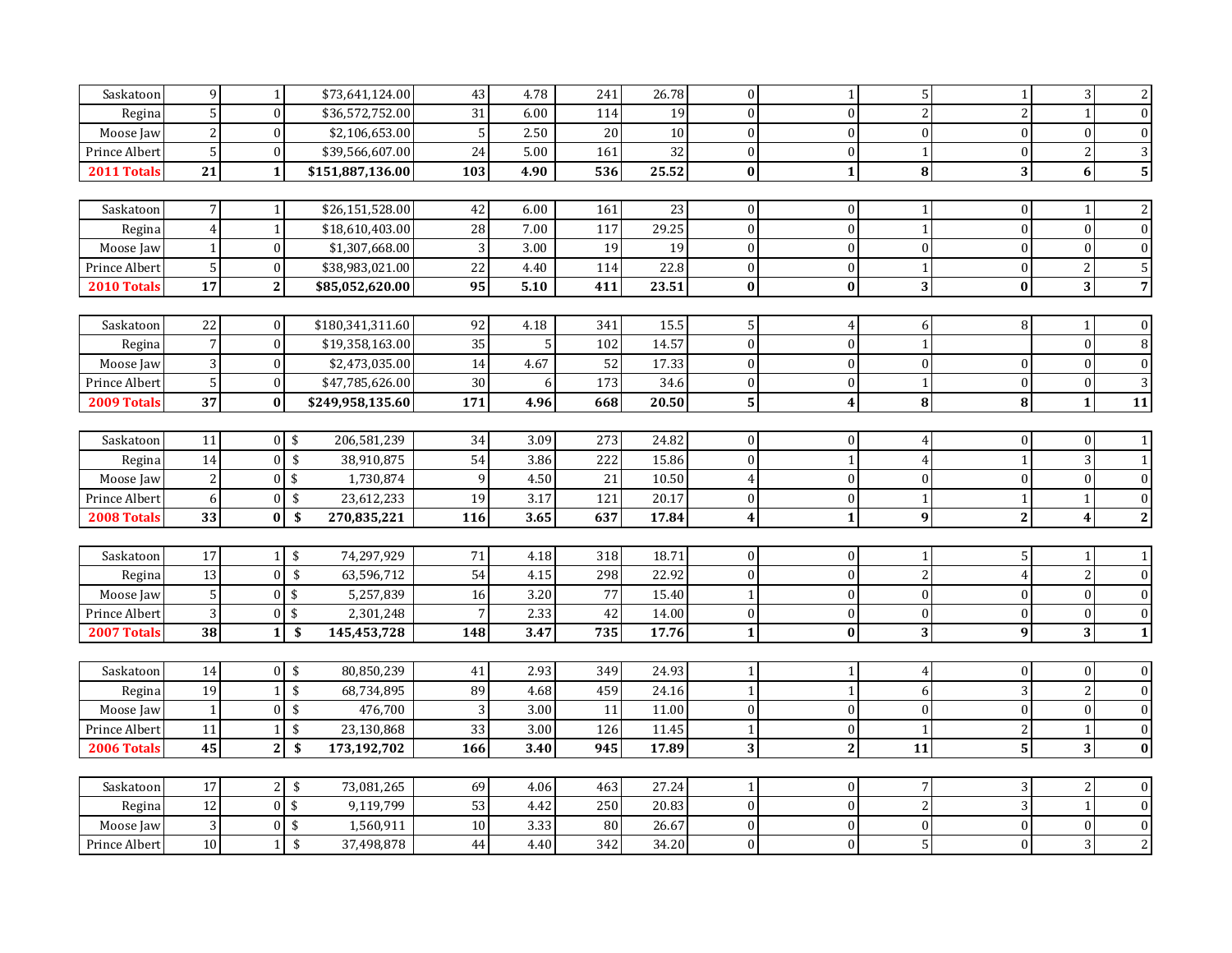| | | | | | | | | | | | | | |
|---|---|---|---|---|---|---|---|---|---|---|---|---|---|
| Saskatoon | 9 | 1 | $73,641,124.00 | 43 | 4.78 | 241 | 26.78 | 0 | 1 | 5 | 1 | 3 | 2 |
| Regina | 5 | 0 | $36,572,752.00 | 31 | 6.00 | 114 | 19 | 0 | 0 | 2 | 2 | 1 | 0 |
| Moose Jaw | 2 | 0 | $2,106,653.00 | 5 | 2.50 | 20 | 10 | 0 | 0 | 0 | 0 | 0 | 0 |
| Prince Albert | 5 | 0 | $39,566,607.00 | 24 | 5.00 | 161 | 32 | 0 | 0 | 1 | 0 | 2 | 3 |
| **2011 Totals** | **21** | **1** | **$151,887,136.00** | **103** | **4.90** | **536** | **25.52** | **0** | **1** | **8** | **3** | **6** | **5** |

| | | | | | | | | | | | | | |
|---|---|---|---|---|---|---|---|---|---|---|---|---|---|
| Saskatoon | 7 | 1 | $26,151,528.00 | 42 | 6.00 | 161 | 23 | 0 | 0 | 1 | 0 | 1 | 2 |
| Regina | 4 | 1 | $18,610,403.00 | 28 | 7.00 | 117 | 29.25 | 0 | 0 | 1 | 0 | 0 | 0 |
| Moose Jaw | 1 | 0 | $1,307,668.00 | 3 | 3.00 | 19 | 19 | 0 | 0 | 0 | 0 | 0 | 0 |
| Prince Albert | 5 | 0 | $38,983,021.00 | 22 | 4.40 | 114 | 22.8 | 0 | 0 | 1 | 0 | 2 | 5 |
| **2010 Totals** | **17** | **2** | **$85,052,620.00** | **95** | **5.10** | **411** | **23.51** | **0** | **0** | **3** | **0** | **3** | **7** |

| | | | | | | | | | | | | | |
|---|---|---|---|---|---|---|---|---|---|---|---|---|---|
| Saskatoon | 22 | 0 | $180,341,311.60 | 92 | 4.18 | 341 | 15.5 | 5 | 4 | 6 | 8 | 1 | 0 |
| Regina | 7 | 0 | $19,358,163.00 | 35 | 5 | 102 | 14.57 | 0 | 0 | 1 | | 0 | 8 |
| Moose Jaw | 3 | 0 | $2,473,035.00 | 14 | 4.67 | 52 | 17.33 | 0 | 0 | 0 | 0 | 0 | 0 |
| Prince Albert | 5 | 0 | $47,785,626.00 | 30 | 6 | 173 | 34.6 | 0 | 0 | 1 | 0 | 0 | 3 |
| **2009 Totals** | **37** | **0** | **$249,958,135.60** | **171** | **4.96** | **668** | **20.50** | **5** | **4** | **8** | **8** | **1** | **11** |

| | | | | | | | | | | | | | |
|---|---|---|---|---|---|---|---|---|---|---|---|---|---|
| Saskatoon | 11 | 0 | $ 206,581,239 | 34 | 3.09 | 273 | 24.82 | 0 | 0 | 4 | 0 | 0 | 1 |
| Regina | 14 | 0 | $ 38,910,875 | 54 | 3.86 | 222 | 15.86 | 0 | 1 | 4 | 1 | 3 | 1 |
| Moose Jaw | 2 | 0 | $ 1,730,874 | 9 | 4.50 | 21 | 10.50 | 4 | 0 | 0 | 0 | 0 | 0 |
| Prince Albert | 6 | 0 | $ 23,612,233 | 19 | 3.17 | 121 | 20.17 | 0 | 0 | 1 | 1 | 1 | 0 |
| **2008 Totals** | **33** | **0** | **$ 270,835,221** | **116** | **3.65** | **637** | **17.84** | **4** | **1** | **9** | **2** | **4** | **2** |

| | | | | | | | | | | | | | |
|---|---|---|---|---|---|---|---|---|---|---|---|---|---|
| Saskatoon | 17 | 1 | $ 74,297,929 | 71 | 4.18 | 318 | 18.71 | 0 | 0 | 1 | 5 | 1 | 1 |
| Regina | 13 | 0 | $ 63,596,712 | 54 | 4.15 | 298 | 22.92 | 0 | 0 | 2 | 4 | 2 | 0 |
| Moose Jaw | 5 | 0 | $ 5,257,839 | 16 | 3.20 | 77 | 15.40 | 1 | 0 | 0 | 0 | 0 | 0 |
| Prince Albert | 3 | 0 | $ 2,301,248 | 7 | 2.33 | 42 | 14.00 | 0 | 0 | 0 | 0 | 0 | 0 |
| **2007 Totals** | **38** | **1** | **$ 145,453,728** | **148** | **3.47** | **735** | **17.76** | **1** | **0** | **3** | **9** | **3** | **1** |

| | | | | | | | | | | | | | |
|---|---|---|---|---|---|---|---|---|---|---|---|---|---|
| Saskatoon | 14 | 0 | $ 80,850,239 | 41 | 2.93 | 349 | 24.93 | 1 | 1 | 4 | 0 | 0 | 0 |
| Regina | 19 | 1 | $ 68,734,895 | 89 | 4.68 | 459 | 24.16 | 1 | 1 | 6 | 3 | 2 | 0 |
| Moose Jaw | 1 | 0 | $ 476,700 | 3 | 3.00 | 11 | 11.00 | 0 | 0 | 0 | 0 | 0 | 0 |
| Prince Albert | 11 | 1 | $ 23,130,868 | 33 | 3.00 | 126 | 11.45 | 1 | 0 | 1 | 2 | 1 | 0 |
| **2006 Totals** | **45** | **2** | **$ 173,192,702** | **166** | **3.40** | **945** | **17.89** | **3** | **2** | **11** | **5** | **3** | **0** |

| | | | | | | | | | | | | | |
|---|---|---|---|---|---|---|---|---|---|---|---|---|---|
| Saskatoon | 17 | 2 | $ 73,081,265 | 69 | 4.06 | 463 | 27.24 | 1 | 0 | 7 | 3 | 2 | 0 |
| Regina | 12 | 0 | $ 9,119,799 | 53 | 4.42 | 250 | 20.83 | 0 | 0 | 2 | 3 | 1 | 0 |
| Moose Jaw | 3 | 0 | $ 1,560,911 | 10 | 3.33 | 80 | 26.67 | 0 | 0 | 0 | 0 | 0 | 0 |
| Prince Albert | 10 | 1 | $ 37,498,878 | 44 | 4.40 | 342 | 34.20 | 0 | 0 | 5 | 0 | 3 | 2 |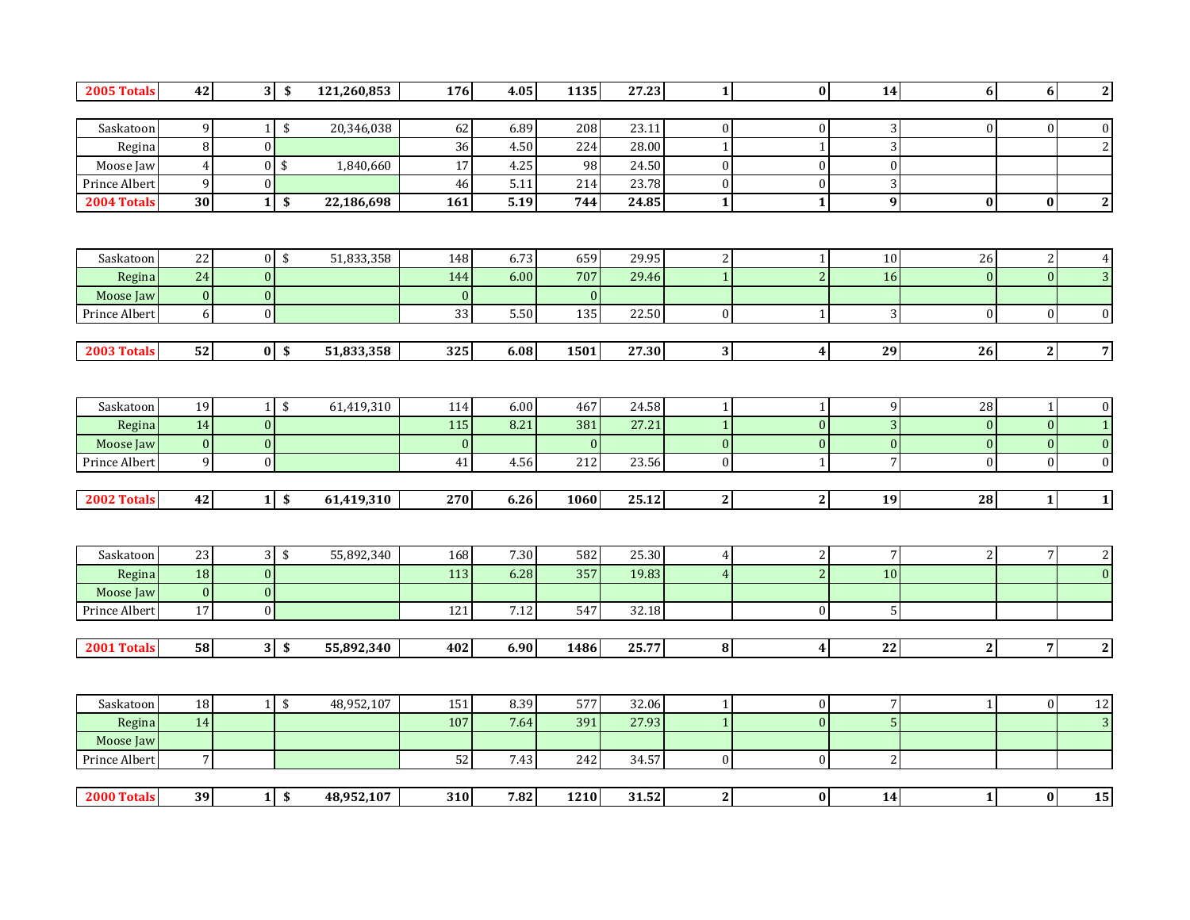| | | | | | | | | | | | | | |
|---|---|---|---|---|---|---|---|---|---|---|---|---|---|
| **2005 Totals** | **42** | **3** | **$** | **121,260,853** | **176** | **4.05** | **1135** | **27.23** | **1** | **0** | **14** | **6** | **6** | **2** |

| | | | | | | | | | | | | | | |
|---|---|---|---|---|---|---|---|---|---|---|---|---|---|---|
| Saskatoon | 9 | 1 | $ | 20,346,038 | 62 | 6.89 | 208 | 23.11 | 0 | 0 | 3 | 0 | 0 | 0 |
| Regina | 8 | 0 | | | 36 | 4.50 | 224 | 28.00 | 1 | 1 | 3 | | | 2 |
| Moose Jaw | 4 | 0 | $ | 1,840,660 | 17 | 4.25 | 98 | 24.50 | 0 | 0 | 0 | | | |
| Prince Albert | 9 | 0 | | | 46 | 5.11 | 214 | 23.78 | 0 | 0 | 3 | | | |
| **2004 Totals** | **30** | **1** | **$** | **22,186,698** | **161** | **5.19** | **744** | **24.85** | **1** | **1** | **9** | **0** | **0** | **2** |

| | | | | | | | | | | | | | | |
|---|---|---|---|---|---|---|---|---|---|---|---|---|---|---|
| Saskatoon | 22 | 0 | $ | 51,833,358 | 148 | 6.73 | 659 | 29.95 | 2 | 1 | 10 | 26 | 2 | 4 |
| Regina | 24 | 0 | | | 144 | 6.00 | 707 | 29.46 | 1 | 2 | 16 | 0 | 0 | 3 |
| Moose Jaw | 0 | 0 | | | 0 | | 0 | | | | | | | |
| Prince Albert | 6 | 0 | | | 33 | 5.50 | 135 | 22.50 | 0 | 1 | 3 | 0 | 0 | 0 |
| **2003 Totals** | **52** | **0** | **$** | **51,833,358** | **325** | **6.08** | **1501** | **27.30** | **3** | **4** | **29** | **26** | **2** | **7** |

| | | | | | | | | | | | | | | |
|---|---|---|---|---|---|---|---|---|---|---|---|---|---|---|
| Saskatoon | 19 | 1 | $ | 61,419,310 | 114 | 6.00 | 467 | 24.58 | 1 | 1 | 9 | 28 | 1 | 0 |
| Regina | 14 | 0 | | | 115 | 8.21 | 381 | 27.21 | 1 | 0 | 3 | 0 | 0 | 1 |
| Moose Jaw | 0 | 0 | | | 0 | | 0 | | 0 | 0 | 0 | 0 | 0 | 0 |
| Prince Albert | 9 | 0 | | | 41 | 4.56 | 212 | 23.56 | 0 | 1 | 7 | 0 | 0 | 0 |
| **2002 Totals** | **42** | **1** | **$** | **61,419,310** | **270** | **6.26** | **1060** | **25.12** | **2** | **2** | **19** | **28** | **1** | **1** |

| | | | | | | | | | | | | | | |
|---|---|---|---|---|---|---|---|---|---|---|---|---|---|---|
| Saskatoon | 23 | 3 | $ | 55,892,340 | 168 | 7.30 | 582 | 25.30 | 4 | 2 | 7 | 2 | 7 | 2 |
| Regina | 18 | 0 | | | 113 | 6.28 | 357 | 19.83 | 4 | 2 | 10 | | | 0 |
| Moose Jaw | 0 | 0 | | | | | | | | | | | | |
| Prince Albert | 17 | 0 | | | 121 | 7.12 | 547 | 32.18 | | 0 | 5 | | | |
| **2001 Totals** | **58** | **3** | **$** | **55,892,340** | **402** | **6.90** | **1486** | **25.77** | **8** | **4** | **22** | **2** | **7** | **2** |

| | | | | | | | | | | | | | | |
|---|---|---|---|---|---|---|---|---|---|---|---|---|---|---|
| Saskatoon | 18 | 1 | $ | 48,952,107 | 151 | 8.39 | 577 | 32.06 | 1 | 0 | 7 | 1 | 0 | 12 |
| Regina | 14 | | | | 107 | 7.64 | 391 | 27.93 | 1 | 0 | 5 | | | 3 |
| Moose Jaw | | | | | | | | | | | | | | |
| Prince Albert | 7 | | | | 52 | 7.43 | 242 | 34.57 | 0 | 0 | 2 | | | |
| **2000 Totals** | **39** | **1** | **$** | **48,952,107** | **310** | **7.82** | **1210** | **31.52** | **2** | **0** | **14** | **1** | **0** | **15** |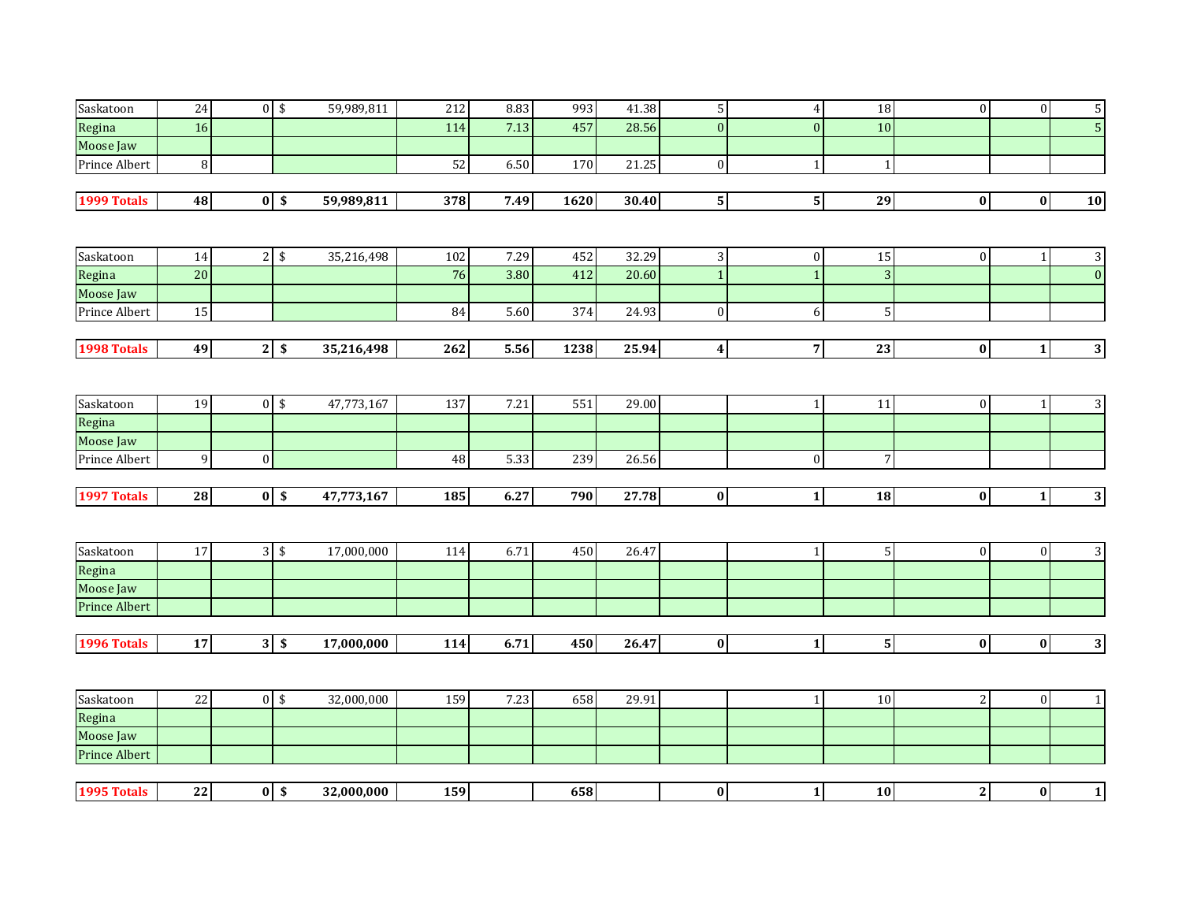| | | | | | | | | | | | | | |
|---|---|---|---|---|---|---|---|---|---|---|---|---|---|
| Saskatoon | 24 | 0 | $ | 59,989,811 | 212 | 8.83 | 993 | 41.38 | 5 | 4 | 18 | 0 | 0 | 5 |
| Regina | 16 | | | | 114 | 7.13 | 457 | 28.56 | 0 | 0 | 10 | | | 5 |
| Moose Jaw | | | | | | | | | | | | | | |
| Prince Albert | 8 | | | | 52 | 6.50 | 170 | 21.25 | 0 | 1 | 1 | | | |
| **1999 Totals** | **48** | **0** | **$** | **59,989,811** | **378** | **7.49** | **1620** | **30.40** | **5** | **5** | **29** | **0** | **0** | **10** |
| Saskatoon | 14 | 2 | $ | 35,216,498 | 102 | 7.29 | 452 | 32.29 | 3 | 0 | 15 | 0 | 1 | 3 |
| Regina | 20 | | | | 76 | 3.80 | 412 | 20.60 | 1 | 1 | 3 | | | 0 |
| Moose Jaw | | | | | | | | | | | | | | |
| Prince Albert | 15 | | | | 84 | 5.60 | 374 | 24.93 | 0 | 6 | 5 | | | |
| **1998 Totals** | **49** | **2** | **$** | **35,216,498** | **262** | **5.56** | **1238** | **25.94** | **4** | **7** | **23** | **0** | **1** | **3** |
| Saskatoon | 19 | 0 | $ | 47,773,167 | 137 | 7.21 | 551 | 29.00 | | 1 | 11 | 0 | 1 | 3 |
| Regina | | | | | | | | | | | | | | |
| Moose Jaw | | | | | | | | | | | | | | |
| Prince Albert | 9 | 0 | | | 48 | 5.33 | 239 | 26.56 | | 0 | 7 | | | |
| **1997 Totals** | **28** | **0** | **$** | **47,773,167** | **185** | **6.27** | **790** | **27.78** | **0** | **1** | **18** | **0** | **1** | **3** |
| Saskatoon | 17 | 3 | $ | 17,000,000 | 114 | 6.71 | 450 | 26.47 | | 1 | 5 | 0 | 0 | 3 |
| Regina | | | | | | | | | | | | | | |
| Moose Jaw | | | | | | | | | | | | | | |
| Prince Albert | | | | | | | | | | | | | | |
| **1996 Totals** | **17** | **3** | **$** | **17,000,000** | **114** | **6.71** | **450** | **26.47** | **0** | **1** | **5** | **0** | **0** | **3** |
| Saskatoon | 22 | 0 | $ | 32,000,000 | 159 | 7.23 | 658 | 29.91 | | 1 | 10 | 2 | 0 | 1 |
| Regina | | | | | | | | | | | | | | |
| Moose Jaw | | | | | | | | | | | | | | |
| Prince Albert | | | | | | | | | | | | | | |
| **1995 Totals** | **22** | **0** | **$** | **32,000,000** | **159** | | **658** | | **0** | **1** | **10** | **2** | **0** | **1** |